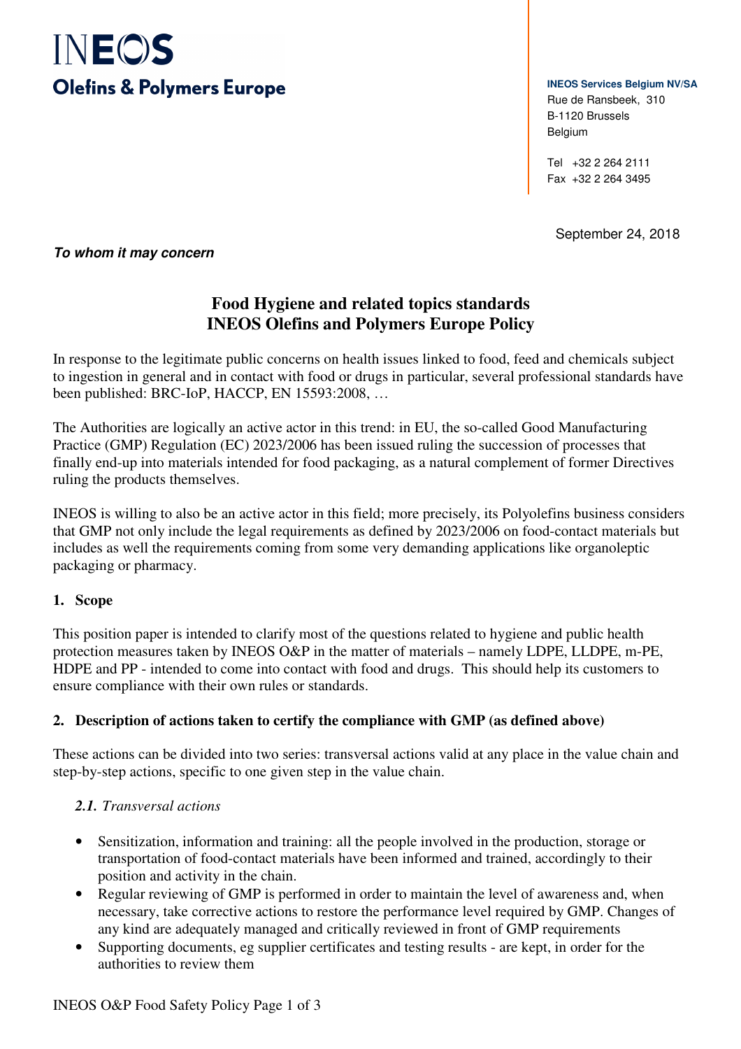# INEOS
## Olefins & Polymers Europe

**INEOS Services Belgium NV/SA**
Rue de Ransbeek, 310
B-1120 Brussels
Belgium

Tel +32 2 264 2111
Fax +32 2 264 3495

September 24, 2018

***To whom it may concern***

## Food Hygiene and related topics standards
## INEOS Olefins and Polymers Europe Policy

In response to the legitimate public concerns on health issues linked to food, feed and chemicals subject to ingestion in general and in contact with food or drugs in particular, several professional standards have been published: BRC-IoP, HACCP, EN 15593:2008, …

The Authorities are logically an active actor in this trend: in EU, the so-called Good Manufacturing Practice (GMP) Regulation (EC) 2023/2006 has been issued ruling the succession of processes that finally end-up into materials intended for food packaging, as a natural complement of former Directives ruling the products themselves.

INEOS is willing to also be an active actor in this field; more precisely, its Polyolefins business considers that GMP not only include the legal requirements as defined by 2023/2006 on food-contact materials but includes as well the requirements coming from some very demanding applications like organoleptic packaging or pharmacy.

### 1. Scope

This position paper is intended to clarify most of the questions related to hygiene and public health protection measures taken by INEOS O&P in the matter of materials – namely LDPE, LLDPE, m-PE, HDPE and PP - intended to come into contact with food and drugs. This should help its customers to ensure compliance with their own rules or standards.

### 2. Description of actions taken to certify the compliance with GMP (as defined above)

These actions can be divided into two series: transversal actions valid at any place in the value chain and step-by-step actions, specific to one given step in the value chain.

#### *2.1. Transversal actions*

- Sensitization, information and training: all the people involved in the production, storage or transportation of food-contact materials have been informed and trained, accordingly to their position and activity in the chain.
- Regular reviewing of GMP is performed in order to maintain the level of awareness and, when necessary, take corrective actions to restore the performance level required by GMP. Changes of any kind are adequately managed and critically reviewed in front of GMP requirements
- Supporting documents, eg supplier certificates and testing results - are kept, in order for the authorities to review them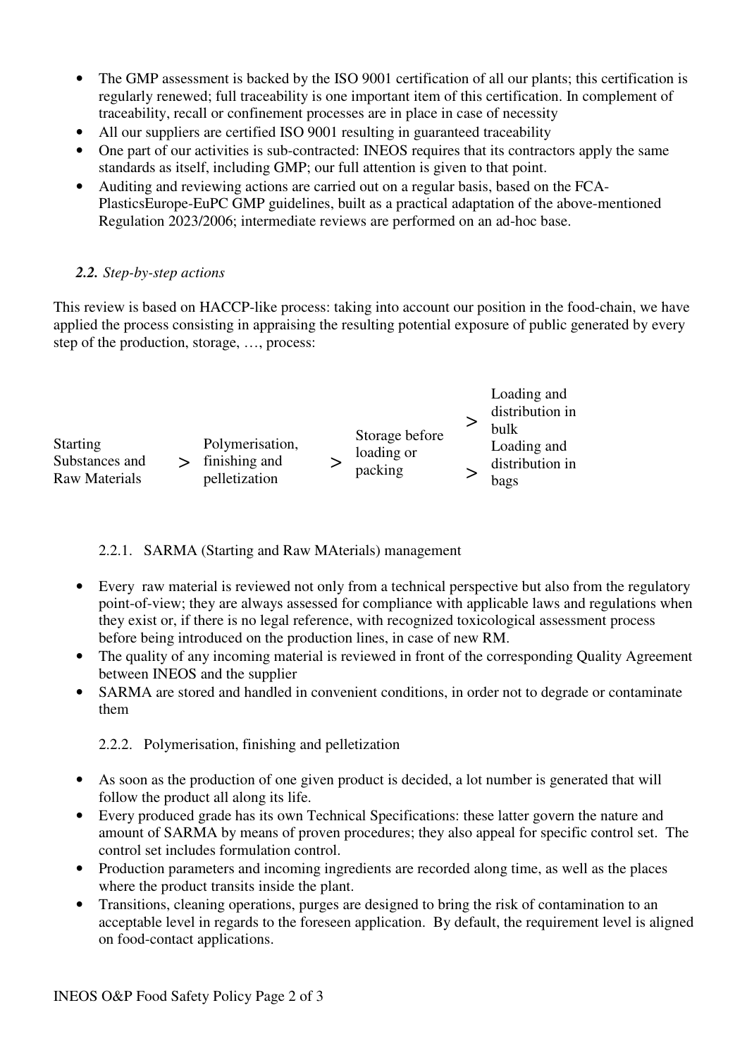- The GMP assessment is backed by the ISO 9001 certification of all our plants; this certification is regularly renewed; full traceability is one important item of this certification. In complement of traceability, recall or confinement processes are in place in case of necessity
- All our suppliers are certified ISO 9001 resulting in guaranteed traceability
- One part of our activities is sub-contracted: INEOS requires that its contractors apply the same standards as itself, including GMP; our full attention is given to that point.
- Auditing and reviewing actions are carried out on a regular basis, based on the FCA-PlasticsEurope-EuPC GMP guidelines, built as a practical adaptation of the above-mentioned Regulation 2023/2006; intermediate reviews are performed on an ad-hoc base.

### *2.2. Step-by-step actions*

This review is based on HACCP-like process: taking into account our position in the food-chain, we have applied the process consisting in appraising the resulting potential exposure of public generated by every step of the production, storage, …, process:

Starting Substances and Raw Materials > Polymerisation, finishing and pelletization > Storage before loading or packing > Loading and distribution in bulk / > Loading and distribution in bags

#### 2.2.1. SARMA (Starting and Raw MAterials) management

- Every raw material is reviewed not only from a technical perspective but also from the regulatory point-of-view; they are always assessed for compliance with applicable laws and regulations when they exist or, if there is no legal reference, with recognized toxicological assessment process before being introduced on the production lines, in case of new RM.
- The quality of any incoming material is reviewed in front of the corresponding Quality Agreement between INEOS and the supplier
- SARMA are stored and handled in convenient conditions, in order not to degrade or contaminate them

#### 2.2.2. Polymerisation, finishing and pelletization

- As soon as the production of one given product is decided, a lot number is generated that will follow the product all along its life.
- Every produced grade has its own Technical Specifications: these latter govern the nature and amount of SARMA by means of proven procedures; they also appeal for specific control set. The control set includes formulation control.
- Production parameters and incoming ingredients are recorded along time, as well as the places where the product transits inside the plant.
- Transitions, cleaning operations, purges are designed to bring the risk of contamination to an acceptable level in regards to the foreseen application. By default, the requirement level is aligned on food-contact applications.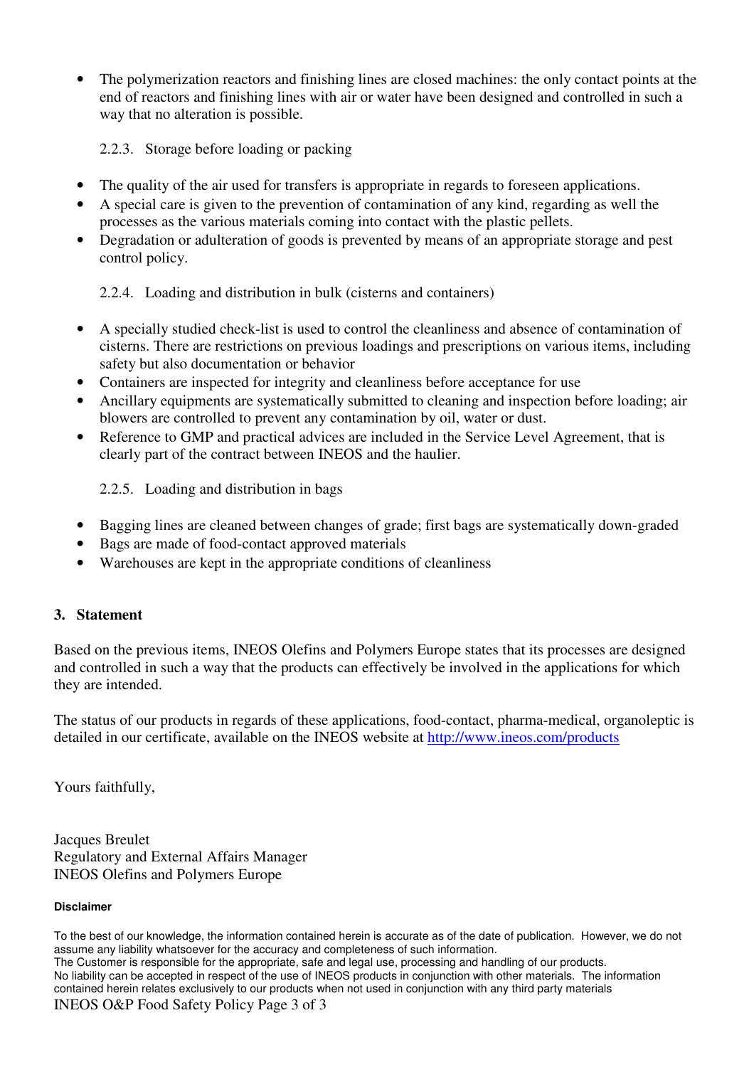- The polymerization reactors and finishing lines are closed machines: the only contact points at the end of reactors and finishing lines with air or water have been designed and controlled in such a way that no alteration is possible.

### 2.2.3. Storage before loading or packing

- The quality of the air used for transfers is appropriate in regards to foreseen applications.
- A special care is given to the prevention of contamination of any kind, regarding as well the processes as the various materials coming into contact with the plastic pellets.
- Degradation or adulteration of goods is prevented by means of an appropriate storage and pest control policy.

### 2.2.4. Loading and distribution in bulk (cisterns and containers)

- A specially studied check-list is used to control the cleanliness and absence of contamination of cisterns. There are restrictions on previous loadings and prescriptions on various items, including safety but also documentation or behavior
- Containers are inspected for integrity and cleanliness before acceptance for use
- Ancillary equipments are systematically submitted to cleaning and inspection before loading; air blowers are controlled to prevent any contamination by oil, water or dust.
- Reference to GMP and practical advices are included in the Service Level Agreement, that is clearly part of the contract between INEOS and the haulier.

### 2.2.5. Loading and distribution in bags

- Bagging lines are cleaned between changes of grade; first bags are systematically down-graded
- Bags are made of food-contact approved materials
- Warehouses are kept in the appropriate conditions of cleanliness

## 3. Statement

Based on the previous items, INEOS Olefins and Polymers Europe states that its processes are designed and controlled in such a way that the products can effectively be involved in the applications for which they are intended.

The status of our products in regards of these applications, food-contact, pharma-medical, organoleptic is detailed in our certificate, available on the INEOS website at http://www.ineos.com/products

Yours faithfully,

Jacques Breulet
Regulatory and External Affairs Manager
INEOS Olefins and Polymers Europe

**Disclaimer**

To the best of our knowledge, the information contained herein is accurate as of the date of publication. However, we do not assume any liability whatsoever for the accuracy and completeness of such information.
The Customer is responsible for the appropriate, safe and legal use, processing and handling of our products.
No liability can be accepted in respect of the use of INEOS products in conjunction with other materials. The information contained herein relates exclusively to our products when not used in conjunction with any third party materials